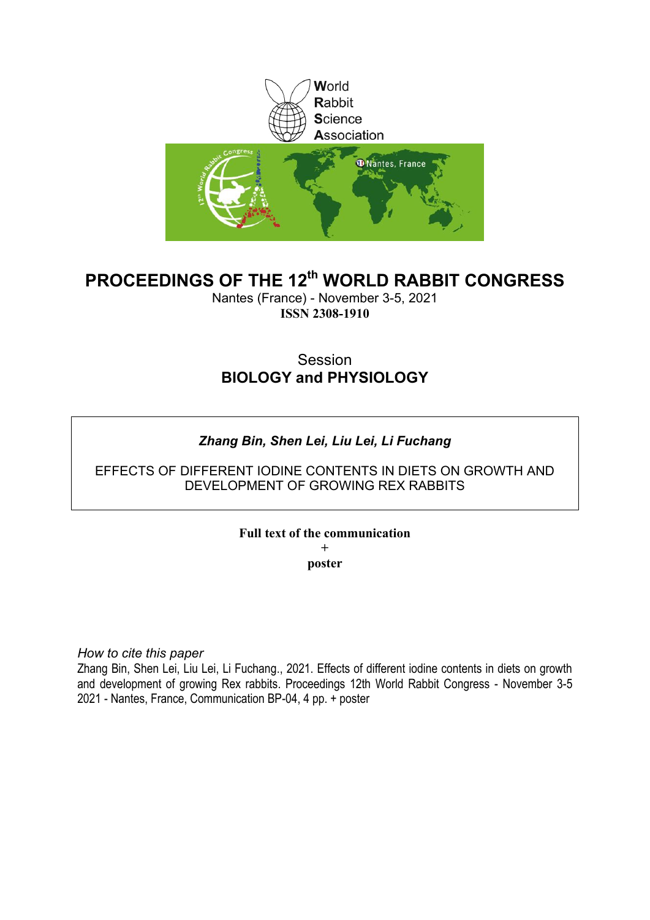World
Rabbit
Science
Association

# PROCEEDINGS OF THE 12th WORLD RABBIT CONGRESS

Nantes (France) - November 3-5, 2021

**ISSN 2308-1910**

Session

**BIOLOGY and PHYSIOLOGY**

***Zhang Bin, Shen Lei, Liu Lei, Li Fuchang***

EFFECTS OF DIFFERENT IODINE CONTENTS IN DIETS ON GROWTH AND DEVELOPMENT OF GROWING REX RABBITS

**Full text of the communication**

**+**

**poster**

*How to cite this paper*

Zhang Bin, Shen Lei, Liu Lei, Li Fuchang., 2021. Effects of different iodine contents in diets on growth and development of growing Rex rabbits. Proceedings 12th World Rabbit Congress - November 3-5 2021 - Nantes, France, Communication BP-04, 4 pp. + poster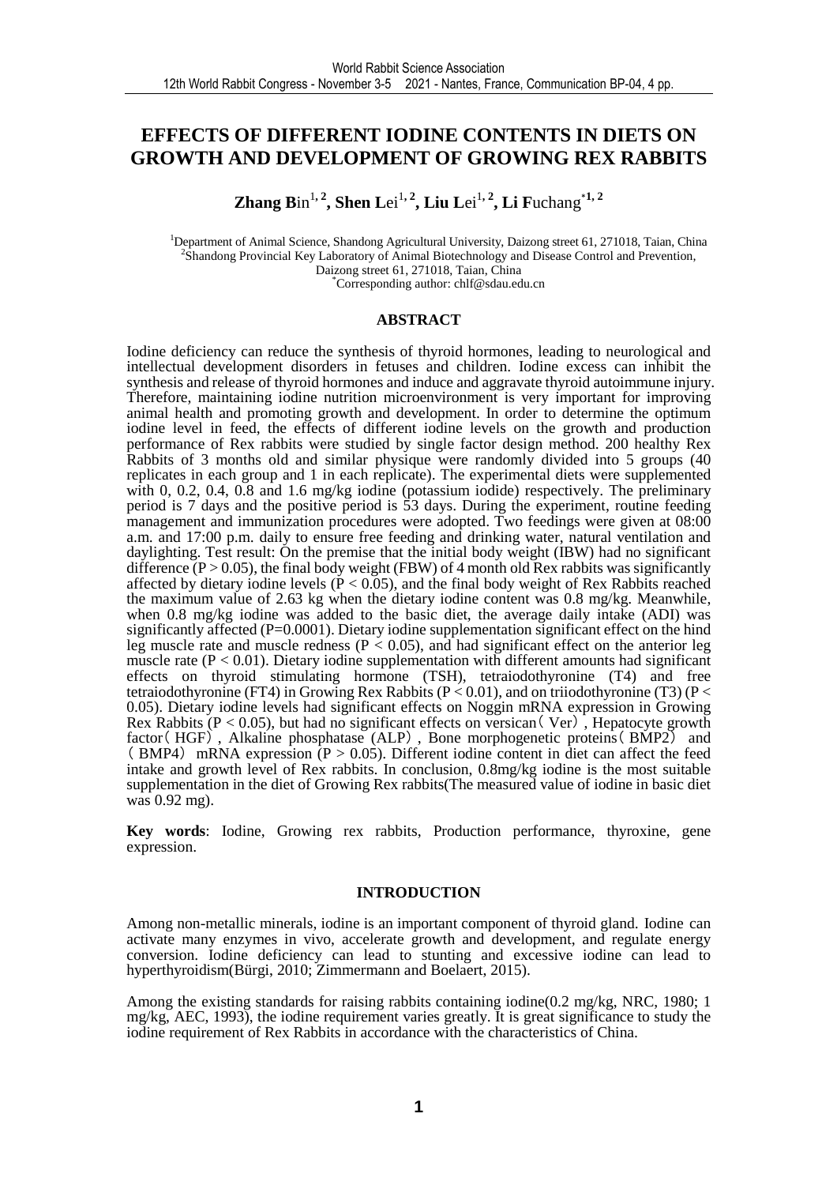# EFFECTS OF DIFFERENT IODINE CONTENTS IN DIETS ON GROWTH AND DEVELOPMENT OF GROWING REX RABBITS

**Zhang B**in[1, 2], **Shen L**ei[1, 2], **Liu L**ei[1, 2], **Li F**uchang[*1, 2]

[1]Department of Animal Science, Shandong Agricultural University, Daizong street 61, 271018, Taian, China
[2]Shandong Provincial Key Laboratory of Animal Biotechnology and Disease Control and Prevention, Daizong street 61, 271018, Taian, China
[*]Corresponding author: chlf@sdau.edu.cn

## ABSTRACT

Iodine deficiency can reduce the synthesis of thyroid hormones, leading to neurological and intellectual development disorders in fetuses and children. Iodine excess can inhibit the synthesis and release of thyroid hormones and induce and aggravate thyroid autoimmune injury. Therefore, maintaining iodine nutrition microenvironment is very important for improving animal health and promoting growth and development. In order to determine the optimum iodine level in feed, the effects of different iodine levels on the growth and production performance of Rex rabbits were studied by single factor design method. 200 healthy Rex Rabbits of 3 months old and similar physique were randomly divided into 5 groups (40 replicates in each group and 1 in each replicate). The experimental diets were supplemented with 0, 0.2, 0.4, 0.8 and 1.6 mg/kg iodine (potassium iodide) respectively. The preliminary period is 7 days and the positive period is 53 days. During the experiment, routine feeding management and immunization procedures were adopted. Two feedings were given at 08:00 a.m. and 17:00 p.m. daily to ensure free feeding and drinking water, natural ventilation and daylighting. Test result: On the premise that the initial body weight (IBW) had no significant difference ($P > 0.05$), the final body weight (FBW) of 4 month old Rex rabbits was significantly affected by dietary iodine levels ($P < 0.05$), and the final body weight of Rex Rabbits reached the maximum value of 2.63 kg when the dietary iodine content was 0.8 mg/kg. Meanwhile, when 0.8 mg/kg iodine was added to the basic diet, the average daily intake (ADI) was significantly affected ($P=0.0001$). Dietary iodine supplementation significant effect on the hind leg muscle rate and muscle redness ($P < 0.05$), and had significant effect on the anterior leg muscle rate ($P < 0.01$). Dietary iodine supplementation with different amounts had significant effects on thyroid stimulating hormone (TSH), tetraiodothyronine (T4) and free tetraiodothyronine (FT4) in Growing Rex Rabbits ($P < 0.01$), and on triiodothyronine (T3) ($P < 0.05$). Dietary iodine levels had significant effects on Noggin mRNA expression in Growing Rex Rabbits ($P < 0.05$), but had no significant effects on versican（Ver）, Hepatocyte growth factor（HGF）, Alkaline phosphatase (ALP), Bone morphogenetic proteins（BMP2） and （BMP4） mRNA expression ($P > 0.05$). Different iodine content in diet can affect the feed intake and growth level of Rex rabbits. In conclusion, 0.8mg/kg iodine is the most suitable supplementation in the diet of Growing Rex rabbits(The measured value of iodine in basic diet was 0.92 mg).

**Key words**: Iodine, Growing rex rabbits, Production performance, thyroxine, gene expression.

## INTRODUCTION

Among non-metallic minerals, iodine is an important component of thyroid gland. Iodine can activate many enzymes in vivo, accelerate growth and development, and regulate energy conversion. Iodine deficiency can lead to stunting and excessive iodine can lead to hyperthyroidism(Bürgi, 2010; Zimmermann and Boelaert, 2015).

Among the existing standards for raising rabbits containing iodine(0.2 mg/kg, NRC, 1980; 1 mg/kg, AEC, 1993), the iodine requirement varies greatly. It is great significance to study the iodine requirement of Rex Rabbits in accordance with the characteristics of China.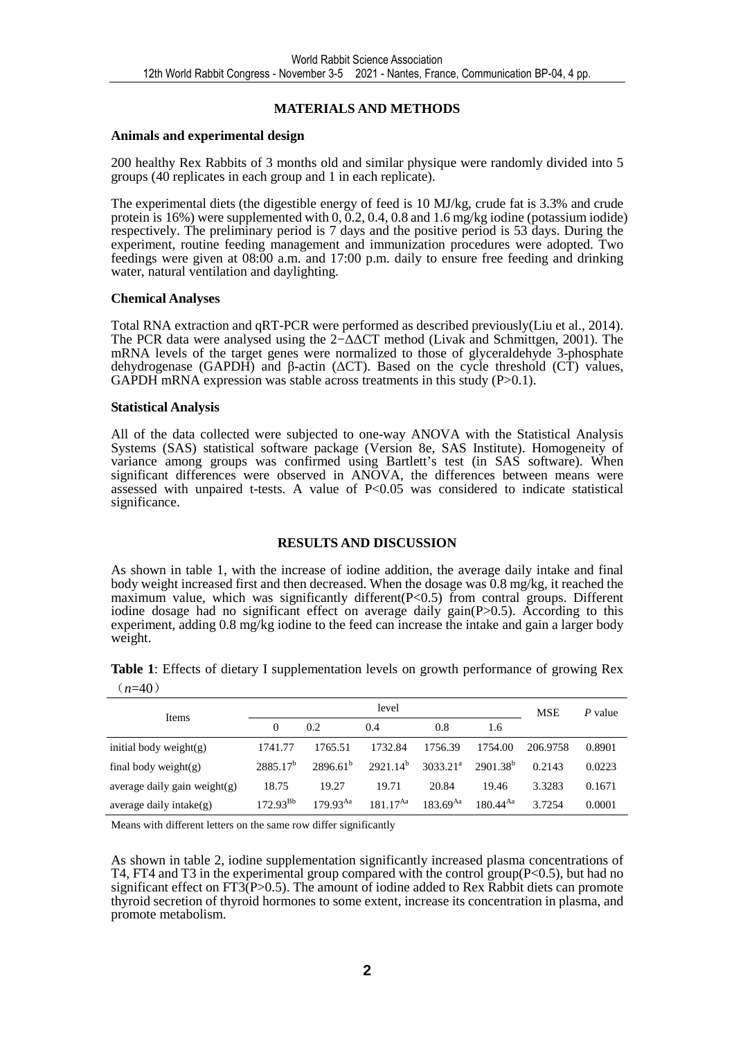## MATERIALS AND METHODS

### Animals and experimental design

200 healthy Rex Rabbits of 3 months old and similar physique were randomly divided into 5 groups (40 replicates in each group and 1 in each replicate).

The experimental diets (the digestible energy of feed is 10 MJ/kg, crude fat is 3.3% and crude protein is 16%) were supplemented with 0, 0.2, 0.4, 0.8 and 1.6 mg/kg iodine (potassium iodide) respectively. The preliminary period is 7 days and the positive period is 53 days. During the experiment, routine feeding management and immunization procedures were adopted. Two feedings were given at 08:00 a.m. and 17:00 p.m. daily to ensure free feeding and drinking water, natural ventilation and daylighting.

### Chemical Analyses

Total RNA extraction and qRT-PCR were performed as described previously(Liu et al., 2014). The PCR data were analysed using the $2^{-\Delta\Delta CT}$ method (Livak and Schmittgen, 2001). The mRNA levels of the target genes were normalized to those of glyceraldehyde 3-phosphate dehydrogenase (GAPDH) and β-actin (ΔCT). Based on the cycle threshold (CT) values, GAPDH mRNA expression was stable across treatments in this study ($P>0.1$).

### Statistical Analysis

All of the data collected were subjected to one-way ANOVA with the Statistical Analysis Systems (SAS) statistical software package (Version 8e, SAS Institute). Homogeneity of variance among groups was confirmed using Bartlett's test (in SAS software). When significant differences were observed in ANOVA, the differences between means were assessed with unpaired t-tests. A value of $P<0.05$ was considered to indicate statistical significance.

## RESULTS AND DISCUSSION

As shown in table 1, with the increase of iodine addition, the average daily intake and final body weight increased first and then decreased. When the dosage was 0.8 mg/kg, it reached the maximum value, which was significantly different($P<0.5$) from contral groups. Different iodine dosage had no significant effect on average daily gain($P>0.5$). According to this experiment, adding 0.8 mg/kg iodine to the feed can increase the intake and gain a larger body weight.

**Table 1**: Effects of dietary I supplementation levels on growth performance of growing Rex （$n$=40）

| Items | level | | | | | MSE | *P* value |
|---|---|---|---|---|---|---|---|
| | 0 | 0.2 | 0.4 | 0.8 | 1.6 | | |
| initial body weight(g) | 1741.77 | 1765.51 | 1732.84 | 1756.39 | 1754.00 | 206.9758 | 0.8901 |
| final body weight(g) | $2885.17^{b}$ | $2896.61^{b}$ | $2921.14^{b}$ | $3033.21^{a}$ | $2901.38^{b}$ | 0.2143 | 0.0223 |
| average daily gain weight(g) | 18.75 | 19.27 | 19.71 | 20.84 | 19.46 | 3.3283 | 0.1671 |
| average daily intake(g) | $172.93^{Bb}$ | $179.93^{Aa}$ | $181.17^{Aa}$ | $183.69^{Aa}$ | $180.44^{Aa}$ | 3.7254 | 0.0001 |

Means with different letters on the same row differ significantly

As shown in table 2, iodine supplementation significantly increased plasma concentrations of T4, FT4 and T3 in the experimental group compared with the control group($P<0.5$), but had no significant effect on FT3($P>0.5$). The amount of iodine added to Rex Rabbit diets can promote thyroid secretion of thyroid hormones to some extent, increase its concentration in plasma, and promote metabolism.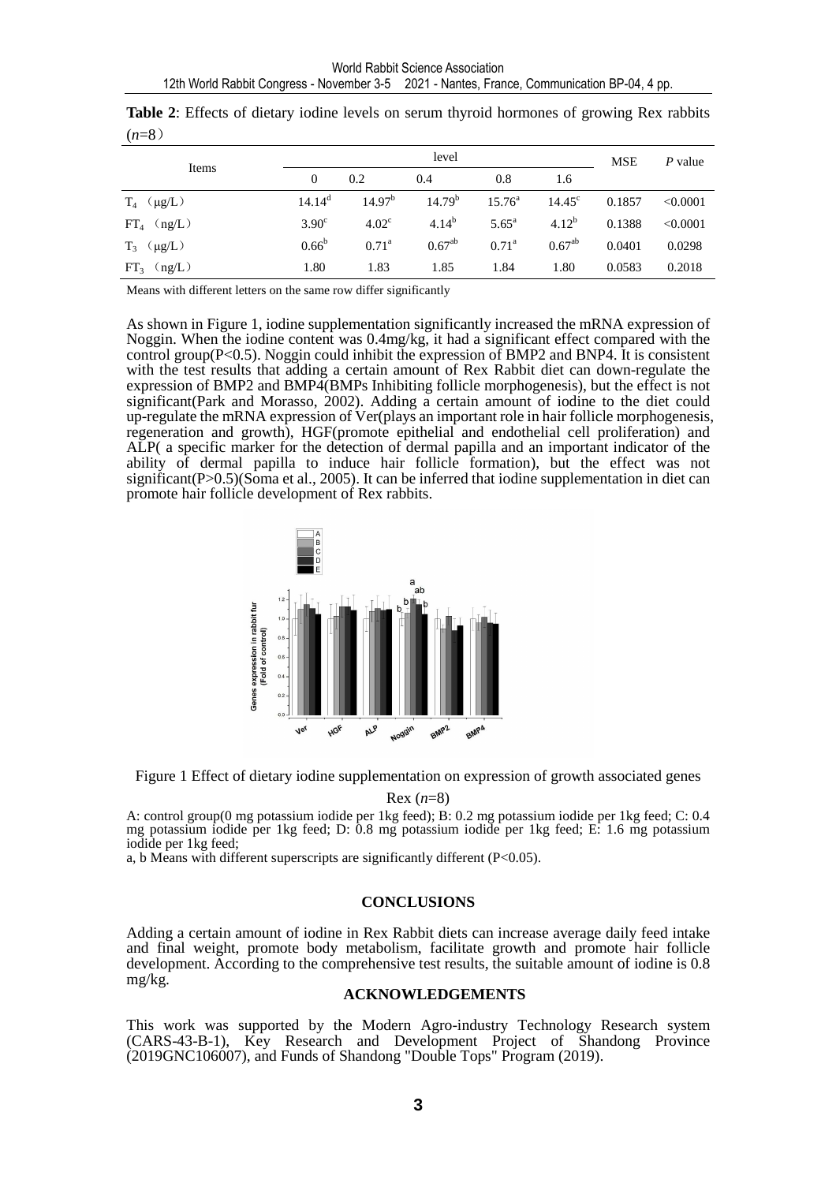**Table 2**: Effects of dietary iodine levels on serum thyroid hormones of growing Rex rabbits ($n$=8）

| Items | level | | | | | MSE | *P* value |
|---|---|---|---|---|---|---|---|
| | 0 | 0.2 | 0.4 | 0.8 | 1.6 | | |
| $T_4$ （μg/L） | $14.14^d$ | $14.97^b$ | $14.79^b$ | $15.76^a$ | $14.45^c$ | 0.1857 | <0.0001 |
| $FT_4$ （ng/L） | $3.90^c$ | $4.02^c$ | $4.14^b$ | $5.65^a$ | $4.12^b$ | 0.1388 | <0.0001 |
| $T_3$ （μg/L） | $0.66^b$ | $0.71^a$ | $0.67^{ab}$ | $0.71^a$ | $0.67^{ab}$ | 0.0401 | 0.0298 |
| $FT_3$ （ng/L） | 1.80 | 1.83 | 1.85 | 1.84 | 1.80 | 0.0583 | 0.2018 |

Means with different letters on the same row differ significantly

As shown in Figure 1, iodine supplementation significantly increased the mRNA expression of Noggin. When the iodine content was 0.4mg/kg, it had a significant effect compared with the control group($P$<0.5). Noggin could inhibit the expression of BMP2 and BNP4. It is consistent with the test results that adding a certain amount of Rex Rabbit diet can down-regulate the expression of BMP2 and BMP4(BMPs Inhibiting follicle morphogenesis), but the effect is not significant(Park and Morasso, 2002). Adding a certain amount of iodine to the diet could up-regulate the mRNA expression of Ver(plays an important role in hair follicle morphogenesis, regeneration and growth), HGF(promote epithelial and endothelial cell proliferation) and ALP( a specific marker for the detection of dermal papilla and an important indicator of the ability of dermal papilla to induce hair follicle formation), but the effect was not significant($P$>0.5)(Soma et al., 2005). It can be inferred that iodine supplementation in diet can promote hair follicle development of Rex rabbits.

Figure 1 Effect of dietary iodine supplementation on expression of growth associated genes Rex ($n$=8)

A: control group(0 mg potassium iodide per 1kg feed); B: 0.2 mg potassium iodide per 1kg feed; C: 0.4 mg potassium iodide per 1kg feed; D: 0.8 mg potassium iodide per 1kg feed; E: 1.6 mg potassium iodide per 1kg feed;

a, b Means with different superscripts are significantly different ($P$<0.05).

## CONCLUSIONS

Adding a certain amount of iodine in Rex Rabbit diets can increase average daily feed intake and final weight, promote body metabolism, facilitate growth and promote hair follicle development. According to the comprehensive test results, the suitable amount of iodine is 0.8 mg/kg.

## ACKNOWLEDGEMENTS

This work was supported by the Modern Agro-industry Technology Research system (CARS-43-B-1), Key Research and Development Project of Shandong Province (2019GNC106007), and Funds of Shandong "Double Tops" Program (2019).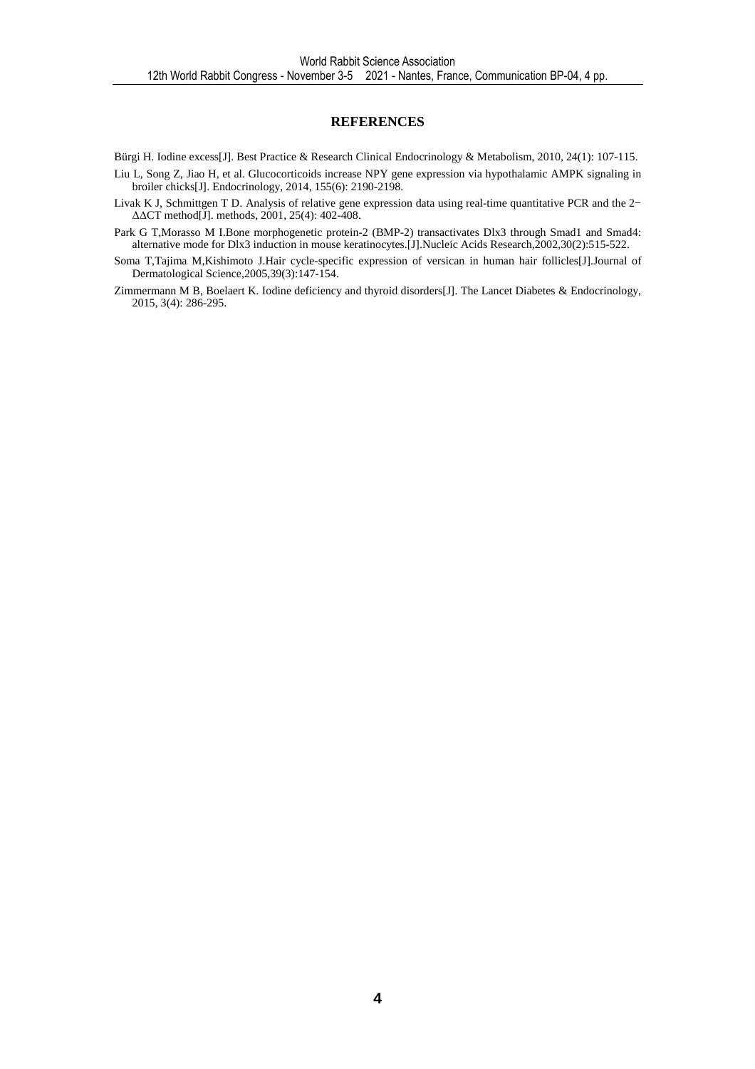## REFERENCES

Bürgi H. Iodine excess[J]. Best Practice & Research Clinical Endocrinology & Metabolism, 2010, 24(1): 107-115.

Liu L, Song Z, Jiao H, et al. Glucocorticoids increase NPY gene expression via hypothalamic AMPK signaling in broiler chicks[J]. Endocrinology, 2014, 155(6): 2190-2198.

Livak K J, Schmittgen T D. Analysis of relative gene expression data using real-time quantitative PCR and the $2^{-\Delta\Delta CT}$ method[J]. methods, 2001, 25(4): 402-408.

Park G T,Morasso M I.Bone morphogenetic protein-2 (BMP-2) transactivates Dlx3 through Smad1 and Smad4: alternative mode for Dlx3 induction in mouse keratinocytes.[J].Nucleic Acids Research,2002,30(2):515-522.

Soma T,Tajima M,Kishimoto J.Hair cycle-specific expression of versican in human hair follicles[J].Journal of Dermatological Science,2005,39(3):147-154.

Zimmermann M B, Boelaert K. Iodine deficiency and thyroid disorders[J]. The Lancet Diabetes & Endocrinology, 2015, 3(4): 286-295.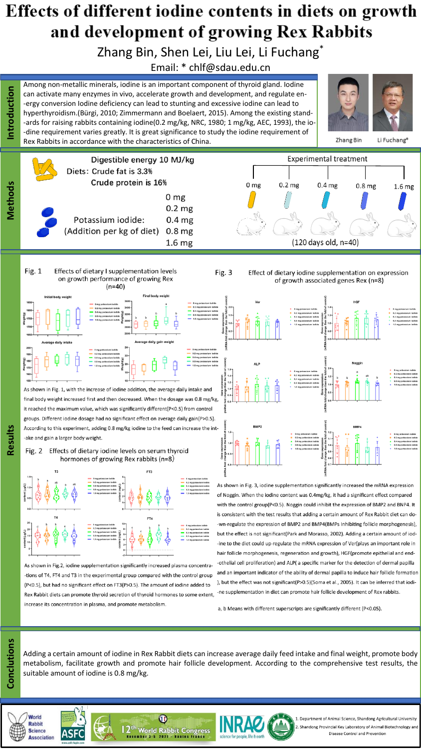# Effects of different iodine contents in diets on growth and development of growing Rex Rabbits

Zhang Bin, Shen Lei, Liu Lei, Li Fuchang*

Email: * chlf@sdau.edu.cn

## Introduction

Among non-metallic minerals, iodine is an important component of thyroid gland. Iodine can activate many enzymes in vivo, accelerate growth and development, and regulate energy conversion Iodine deficiency can lead to stunting and excessive iodine can lead to hyperthyroidism.(Bürgi, 2010; Zimmermann and Boelaert, 2015). Among the existing standards for raising rabbits containing iodine(0.2 mg/kg, NRC, 1980; 1 mg/kg, AEC, 1993), the iodine requirement varies greatly. It is great significance to study the iodine requirement of Rex Rabbits in accordance with the characteristics of China.

Zhang Bin    Li Fuchang*

## Methods

Diets: Digestible energy 10 MJ/kg

Crude fat is 3.3%

Crude protein is 16%

Potassium iodide: (Addition per kg of diet) 0 mg, 0.2 mg, 0.4 mg, 0.8 mg, 1.6 mg

Experimental treatment

0 mg | 0.2 mg | 0.4 mg | 0.8 mg | 1.6 mg

(120 days old, n=40)

## Results

Fig. 1 Effects of dietary I supplementation levels on growth performance of growing Rex (n=40)

Initial body weight

Final body weight

Average daily intake

Average daily gain weight

As shown in Fig. 1, with the increase of iodine addition, the average daily intake and final body weight increased first and then decreased. When the dosage was 0.8 mg/kg, it reached the maximum value, which was significantly different(P<0.5) from control groups. Different iodine dosage had no significant effect on average daily gain(P>0.5). According to this experiment, adding 0.8 mg/kg iodine to the feed can increase the intake and gain a larger body weight.

Fig. 2 Effects of dietary iodine levels on serum thyroid hormones of growing Rex rabbits (n=8)

T3

FT3

T4

FT4

As shown in Fig.2, iodine supplementation significantly increased plasma concentrations of T4, FT4 and T3 in the experimental group compared with the control group (P<0.5), but had no significant effect on FT3(P>0.5). The amount of iodine added to Rex Rabbit diets can promote thyroid secretion of thyroid hormones to some extent, increase its concentration in plasma, and promote metabolism.

Fig. 3 Effect of dietary iodine supplementation on expression of growth associated genes Rex (n=8)

Ver

HGF

ALP

Noggin

BMP2

BMP4

As shown in Fig. 3, iodine supplementation significantly increased the mRNA expression of Noggin. When the iodine content was 0.4mg/kg, it had a significant effect compared with the control group(P<0.5). Noggin could inhibit the expression of BMP2 and BNP4. It is consistent with the test results that adding a certain amount of Rex Rabbit diet can down-regulate the expression of BMP2 and BMP4(BMPs Inhibiting follicle morphogenesis), but the effect is not significant(Park and Morasso, 2002). Adding a certain amount of iodine to the diet could up-regulate the mRNA expression of Ver(plays an important role in hair follicle morphogenesis, regeneration and growth), HGF(promote epithelial and endothelial cell proliferation) and ALP( a specific marker for the detection of dermal papilla and an important indicator of the ability of dermal papilla to induce hair follicle formation ), but the effect was not significant(P>0.5)(Soma et al., 2005). It can be inferred that iodine supplementation in diet can promote hair follicle development of Rex rabbits.

a, b Means with different superscripts are significantly different (P<0.05).

## Conclusions

Adding a certain amount of iodine in Rex Rabbit diets can increase average daily feed intake and final weight, promote body metabolism, facilitate growth and promote hair follicle development. According to the comprehensive test results, the suitable amount of iodine is 0.8 mg/kg.

World Rabbit Science Association | ASFC | 12th World Rabbit Congress, November 3-5 2021 – Nantes France | INRAE science for people, life & earth

1. Department of Animal Science, Shandong Agricultural University
2. Shandong Provincial Key Laboratory of Animal Biotechnology and Disease Control and Prevention